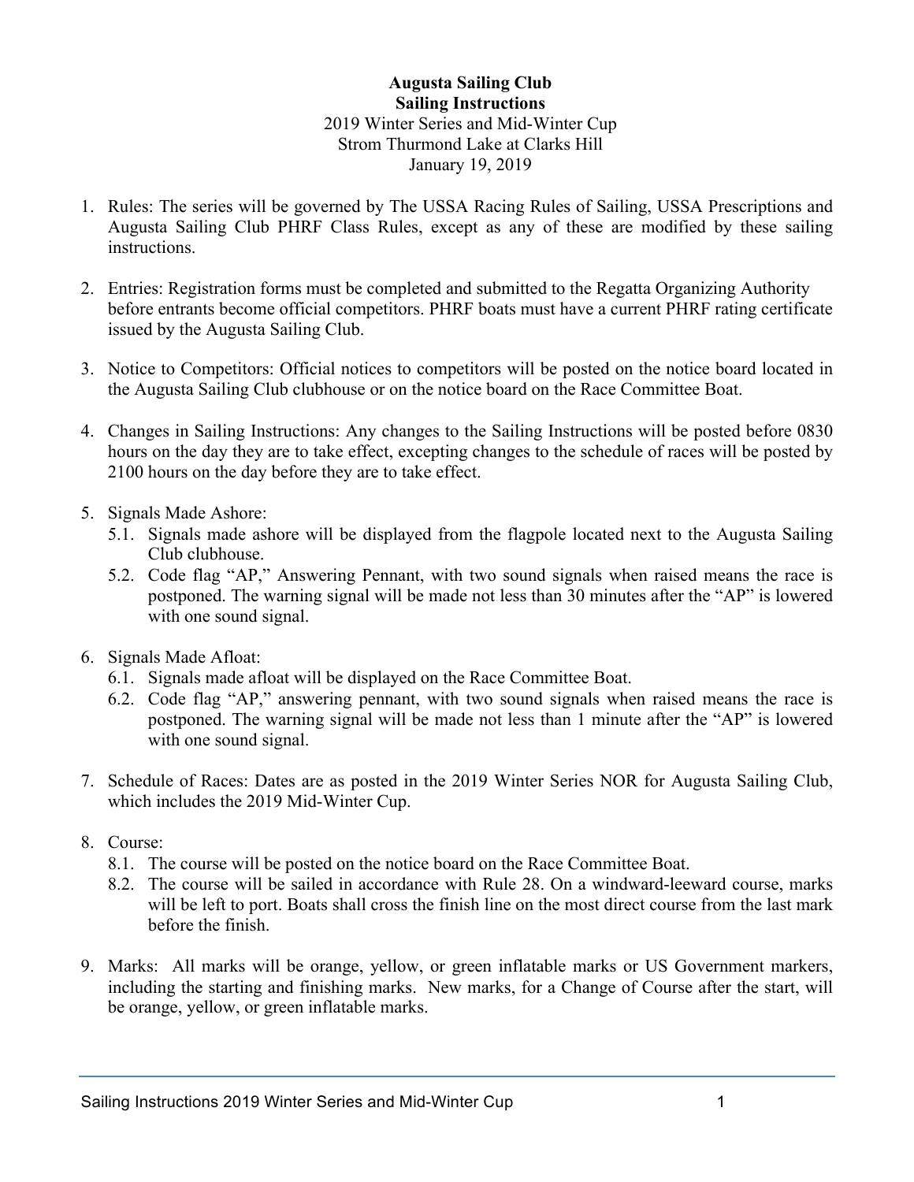**Augusta Sailing Club**
**Sailing Instructions**
2019 Winter Series and Mid-Winter Cup
Strom Thurmond Lake at Clarks Hill
January 19, 2019

1. Rules: The series will be governed by The USSA Racing Rules of Sailing, USSA Prescriptions and Augusta Sailing Club PHRF Class Rules, except as any of these are modified by these sailing instructions.

2. Entries: Registration forms must be completed and submitted to the Regatta Organizing Authority before entrants become official competitors. PHRF boats must have a current PHRF rating certificate issued by the Augusta Sailing Club.

3. Notice to Competitors: Official notices to competitors will be posted on the notice board located in the Augusta Sailing Club clubhouse or on the notice board on the Race Committee Boat.

4. Changes in Sailing Instructions: Any changes to the Sailing Instructions will be posted before 0830 hours on the day they are to take effect, excepting changes to the schedule of races will be posted by 2100 hours on the day before they are to take effect.

5. Signals Made Ashore:
   5.1. Signals made ashore will be displayed from the flagpole located next to the Augusta Sailing Club clubhouse.
   5.2. Code flag "AP," Answering Pennant, with two sound signals when raised means the race is postponed. The warning signal will be made not less than 30 minutes after the "AP" is lowered with one sound signal.

6. Signals Made Afloat:
   6.1. Signals made afloat will be displayed on the Race Committee Boat.
   6.2. Code flag "AP," answering pennant, with two sound signals when raised means the race is postponed. The warning signal will be made not less than 1 minute after the "AP" is lowered with one sound signal.

7. Schedule of Races: Dates are as posted in the 2019 Winter Series NOR for Augusta Sailing Club, which includes the 2019 Mid-Winter Cup.

8. Course:
   8.1. The course will be posted on the notice board on the Race Committee Boat.
   8.2. The course will be sailed in accordance with Rule 28. On a windward-leeward course, marks will be left to port. Boats shall cross the finish line on the most direct course from the last mark before the finish.

9. Marks: All marks will be orange, yellow, or green inflatable marks or US Government markers, including the starting and finishing marks. New marks, for a Change of Course after the start, will be orange, yellow, or green inflatable marks.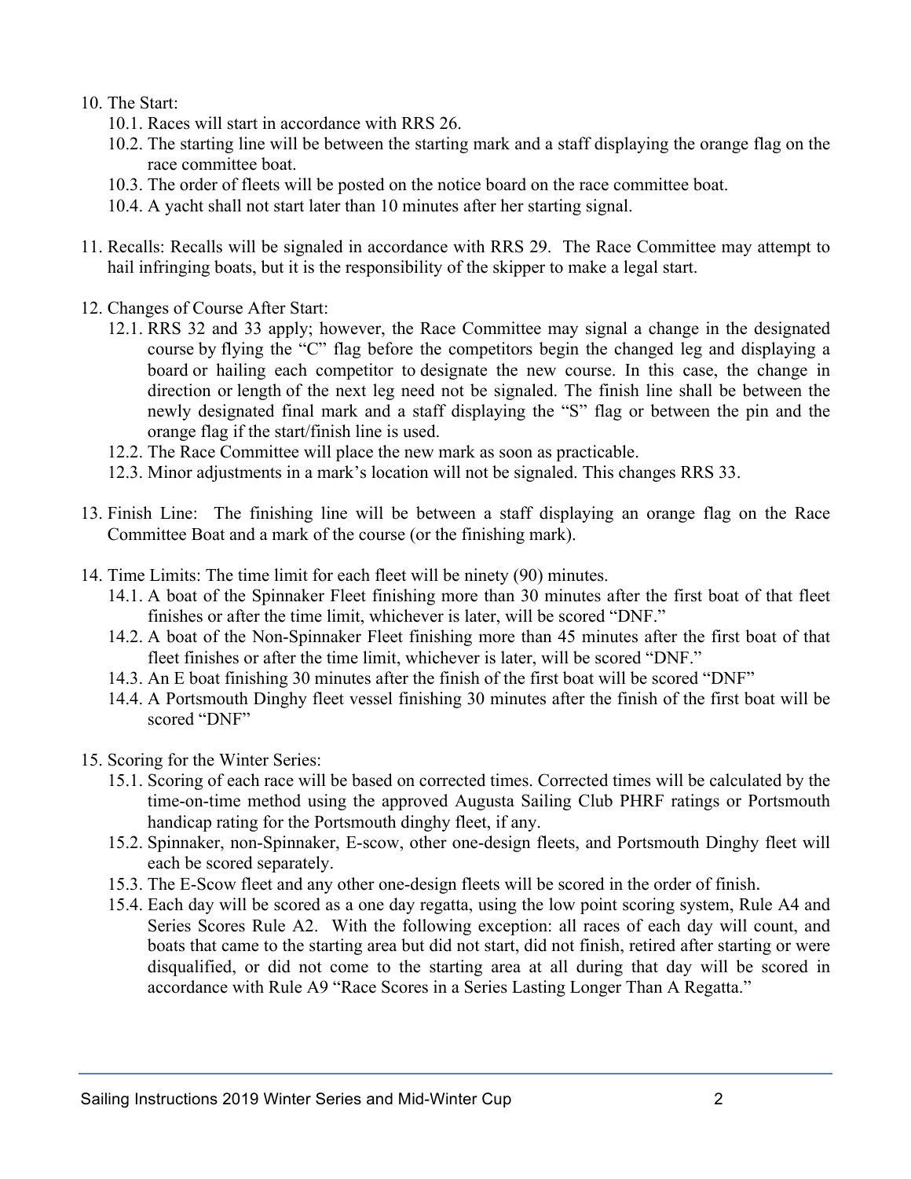10. The Start:
    10.1. Races will start in accordance with RRS 26.
    10.2. The starting line will be between the starting mark and a staff displaying the orange flag on the race committee boat.
    10.3. The order of fleets will be posted on the notice board on the race committee boat.
    10.4. A yacht shall not start later than 10 minutes after her starting signal.

11. Recalls: Recalls will be signaled in accordance with RRS 29. The Race Committee may attempt to hail infringing boats, but it is the responsibility of the skipper to make a legal start.

12. Changes of Course After Start:
    12.1. RRS 32 and 33 apply; however, the Race Committee may signal a change in the designated course by flying the "C" flag before the competitors begin the changed leg and displaying a board or hailing each competitor to designate the new course. In this case, the change in direction or length of the next leg need not be signaled. The finish line shall be between the newly designated final mark and a staff displaying the "S" flag or between the pin and the orange flag if the start/finish line is used.
    12.2. The Race Committee will place the new mark as soon as practicable.
    12.3. Minor adjustments in a mark's location will not be signaled. This changes RRS 33.

13. Finish Line: The finishing line will be between a staff displaying an orange flag on the Race Committee Boat and a mark of the course (or the finishing mark).

14. Time Limits: The time limit for each fleet will be ninety (90) minutes.
    14.1. A boat of the Spinnaker Fleet finishing more than 30 minutes after the first boat of that fleet finishes or after the time limit, whichever is later, will be scored "DNF."
    14.2. A boat of the Non-Spinnaker Fleet finishing more than 45 minutes after the first boat of that fleet finishes or after the time limit, whichever is later, will be scored "DNF."
    14.3. An E boat finishing 30 minutes after the finish of the first boat will be scored "DNF"
    14.4. A Portsmouth Dinghy fleet vessel finishing 30 minutes after the finish of the first boat will be scored "DNF"

15. Scoring for the Winter Series:
    15.1. Scoring of each race will be based on corrected times. Corrected times will be calculated by the time-on-time method using the approved Augusta Sailing Club PHRF ratings or Portsmouth handicap rating for the Portsmouth dinghy fleet, if any.
    15.2. Spinnaker, non-Spinnaker, E-scow, other one-design fleets, and Portsmouth Dinghy fleet will each be scored separately.
    15.3. The E-Scow fleet and any other one-design fleets will be scored in the order of finish.
    15.4. Each day will be scored as a one day regatta, using the low point scoring system, Rule A4 and Series Scores Rule A2. With the following exception: all races of each day will count, and boats that came to the starting area but did not start, did not finish, retired after starting or were disqualified, or did not come to the starting area at all during that day will be scored in accordance with Rule A9 "Race Scores in a Series Lasting Longer Than A Regatta."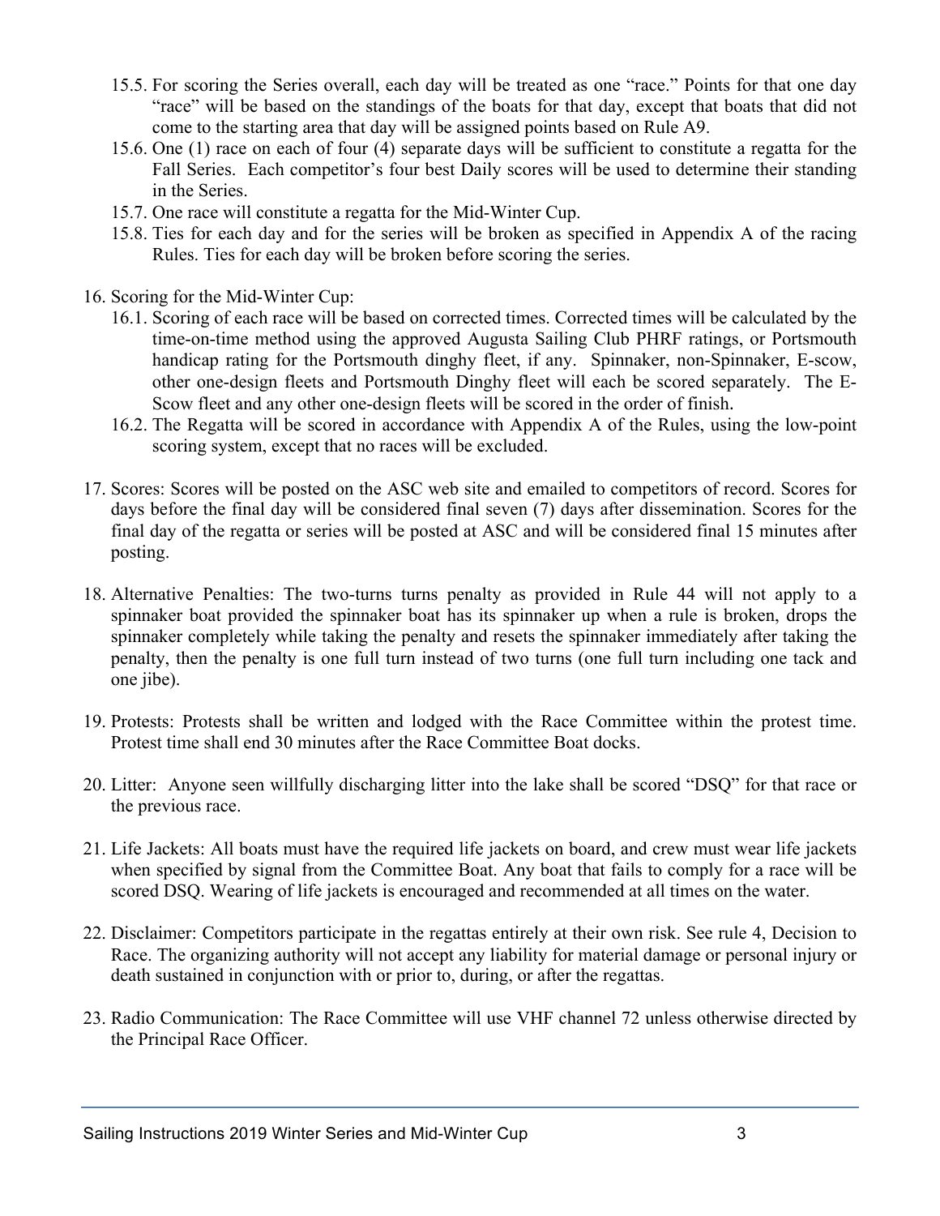15.5. For scoring the Series overall, each day will be treated as one "race." Points for that one day "race" will be based on the standings of the boats for that day, except that boats that did not come to the starting area that day will be assigned points based on Rule A9.

15.6. One (1) race on each of four (4) separate days will be sufficient to constitute a regatta for the Fall Series. Each competitor's four best Daily scores will be used to determine their standing in the Series.

15.7. One race will constitute a regatta for the Mid-Winter Cup.

15.8. Ties for each day and for the series will be broken as specified in Appendix A of the racing Rules. Ties for each day will be broken before scoring the series.

16. Scoring for the Mid-Winter Cup:

16.1. Scoring of each race will be based on corrected times. Corrected times will be calculated by the time-on-time method using the approved Augusta Sailing Club PHRF ratings, or Portsmouth handicap rating for the Portsmouth dinghy fleet, if any. Spinnaker, non-Spinnaker, E-scow, other one-design fleets and Portsmouth Dinghy fleet will each be scored separately. The E-Scow fleet and any other one-design fleets will be scored in the order of finish.

16.2. The Regatta will be scored in accordance with Appendix A of the Rules, using the low-point scoring system, except that no races will be excluded.

17. Scores: Scores will be posted on the ASC web site and emailed to competitors of record. Scores for days before the final day will be considered final seven (7) days after dissemination. Scores for the final day of the regatta or series will be posted at ASC and will be considered final 15 minutes after posting.

18. Alternative Penalties: The two-turns turns penalty as provided in Rule 44 will not apply to a spinnaker boat provided the spinnaker boat has its spinnaker up when a rule is broken, drops the spinnaker completely while taking the penalty and resets the spinnaker immediately after taking the penalty, then the penalty is one full turn instead of two turns (one full turn including one tack and one jibe).

19. Protests: Protests shall be written and lodged with the Race Committee within the protest time. Protest time shall end 30 minutes after the Race Committee Boat docks.

20. Litter: Anyone seen willfully discharging litter into the lake shall be scored "DSQ" for that race or the previous race.

21. Life Jackets: All boats must have the required life jackets on board, and crew must wear life jackets when specified by signal from the Committee Boat. Any boat that fails to comply for a race will be scored DSQ. Wearing of life jackets is encouraged and recommended at all times on the water.

22. Disclaimer: Competitors participate in the regattas entirely at their own risk. See rule 4, Decision to Race. The organizing authority will not accept any liability for material damage or personal injury or death sustained in conjunction with or prior to, during, or after the regattas.

23. Radio Communication: The Race Committee will use VHF channel 72 unless otherwise directed by the Principal Race Officer.